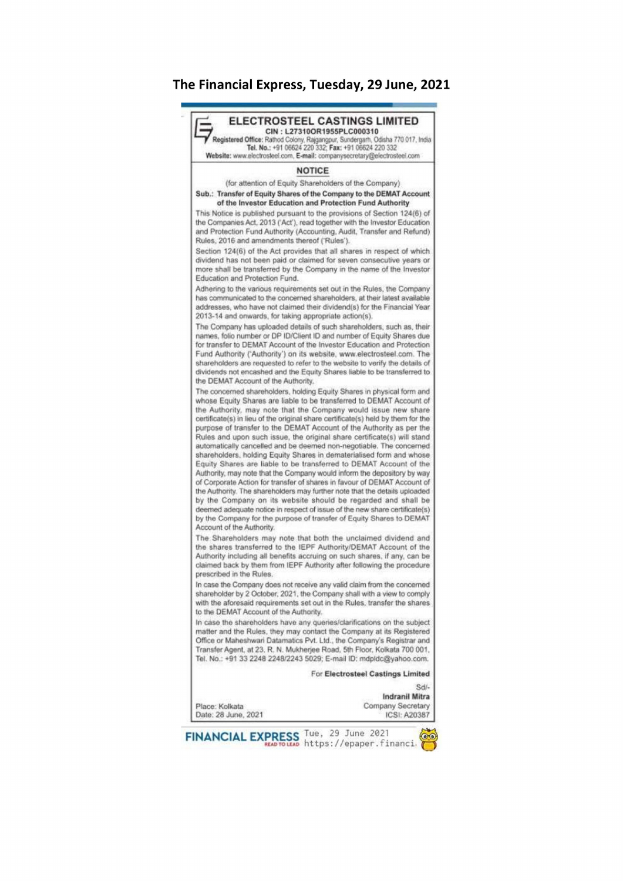**The Financial Express, Tuesday, 29 June, 2021**

# ELECTROSTEEL CASTINGS LIMITED

CIN : L27310OR1955PLC000310

**Registered Office:** Rathod Colony, Rajgangpur, Sundergarh, Odisha 770 017, India

**Tel. No.:** +91 06624 220 332; **Fax:** +91 06624 220 332

**Website:** www.electrosteel.com, **E-mail:** companysecretary@electrosteel.com

## NOTICE

(for attention of Equity Shareholders of the Company)

**Sub.: Transfer of Equity Shares of the Company to the DEMAT Account of the Investor Education and Protection Fund Authority**

This Notice is published pursuant to the provisions of Section 124(6) of the Companies Act, 2013 ('Act'), read together with the Investor Education and Protection Fund Authority (Accounting, Audit, Transfer and Refund) Rules, 2016 and amendments thereof ('Rules').

Section 124(6) of the Act provides that all shares in respect of which dividend has not been paid or claimed for seven consecutive years or more shall be transferred by the Company in the name of the Investor Education and Protection Fund.

Adhering to the various requirements set out in the Rules, the Company has communicated to the concerned shareholders, at their latest available addresses, who have not claimed their dividend(s) for the Financial Year 2013-14 and onwards, for taking appropriate action(s).

The Company has uploaded details of such shareholders, such as, their names, folio number or DP ID/Client ID and number of Equity Shares due for transfer to DEMAT Account of the Investor Education and Protection Fund Authority ('Authority') on its website, www.electrosteel.com. The shareholders are requested to refer to the website to verify the details of dividends not encashed and the Equity Shares liable to be transferred to the DEMAT Account of the Authority.

The concerned shareholders, holding Equity Shares in physical form and whose Equity Shares are liable to be transferred to DEMAT Account of the Authority, may note that the Company would issue new share certificate(s) in lieu of the original share certificate(s) held by them for the purpose of transfer to the DEMAT Account of the Authority as per the Rules and upon such issue, the original share certificate(s) will stand automatically cancelled and be deemed non-negotiable. The concerned shareholders, holding Equity Shares in dematerialised form and whose Equity Shares are liable to be transferred to DEMAT Account of the Authority, may note that the Company would inform the depository by way of Corporate Action for transfer of shares in favour of DEMAT Account of the Authority. The shareholders may further note that the details uploaded by the Company on its website should be regarded and shall be deemed adequate notice in respect of issue of the new share certificate(s) by the Company for the purpose of transfer of Equity Shares to DEMAT Account of the Authority.

The Shareholders may note that both the unclaimed dividend and the shares transferred to the IEPF Authority/DEMAT Account of the Authority including all benefits accruing on such shares, if any, can be claimed back by them from IEPF Authority after following the procedure prescribed in the Rules.

In case the Company does not receive any valid claim from the concerned shareholder by 2 October, 2021, the Company shall with a view to comply with the aforesaid requirements set out in the Rules, transfer the shares to the DEMAT Account of the Authority.

In case the shareholders have any queries/clarifications on the subject matter and the Rules, they may contact the Company at its Registered Office or Maheshwari Datamatics Pvt. Ltd., the Company's Registrar and Transfer Agent, at 23, R. N. Mukherjee Road, 5th Floor, Kolkata 700 001, Tel. No.: +91 33 2248 2248/2243 5029; E-mail ID: mdpldc@yahoo.com.

For **Electrosteel Castings Limited**

Sd/-

**Indranil Mitra**

Company Secretary

ICSI: A20387

Place: Kolkata

Date: 28 June, 2021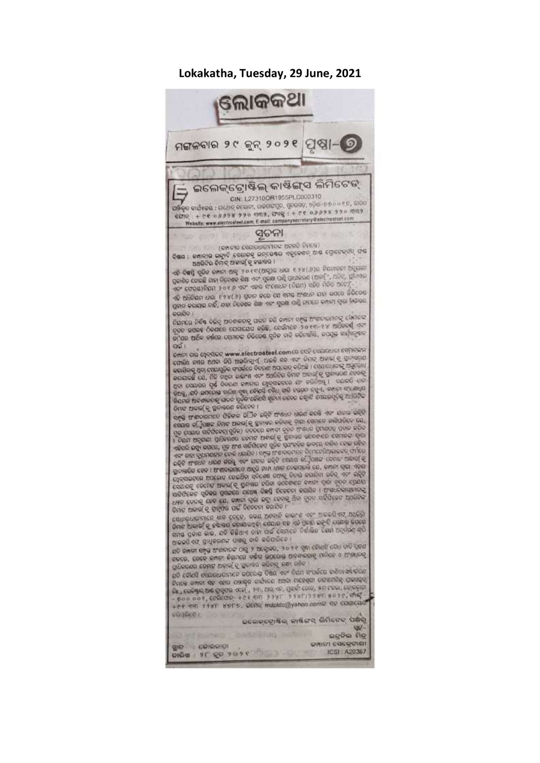**Lokakatha, Tuesday, 29 June, 2021**

# ଲୋକକଥା

ମଙ୍ଗଳବାର ୨୯ ଜୁନ୍ ୨୦୨୧ | ପୃଷ୍ଠା-୭

## ଇଲେକ୍ଟ୍ରୋଷ୍ଟିଲ୍ କାଷ୍ଟିଙ୍ଗସ ଲିମିଟେଡ୍

CIN: L27310OR1955PLC000310

Website: www.electrosteel.com, E-mail: companysecretary@electrosteel.com

## ସୂଚନା

(କମ୍ପାନୀର ଶେୟାରଧାରୀମାନଙ୍କ ଅବଗତି ନିମନ୍ତେ)

ବିଷୟ : କମ୍ପାନୀର ଇକ୍ୱିଟି ଶେୟାରକୁ ଇନ୍‌ଭେଷ୍ଟର ଏଜୁକେସନ୍ ଆଣ୍ଡ ପ୍ରୋଟେକସନ୍ ଫଣ୍ଡ ଅଥରିଟିର ଡିମାଟ୍ ଆକାଉଣ୍ଟକୁ ହସ୍ତାନ୍ତର ।

କମ୍ପାନୀ ତାର ୱେବସାଇଟ୍ www.electrosteel.comରେ ...

... mdpldc@yahoo.com ...

ଇଲେକ୍ଟ୍ରୋଷ୍ଟିଲ୍ କାଷ୍ଟିଙ୍ଗସ୍ ଲିମିଟେଡ୍ ପକ୍ଷରୁ

ସ/-

ଇନ୍ଦ୍ରାନିଲ ମିତ୍ର

କମ୍ପାନୀ ସେକ୍ରେଟାରୀ

ICSI : A20387

ସ୍ଥାନ : କୋଲକାତା

ତାରିଖ : ୨୮ ଜୁନ ୨୦୨୧